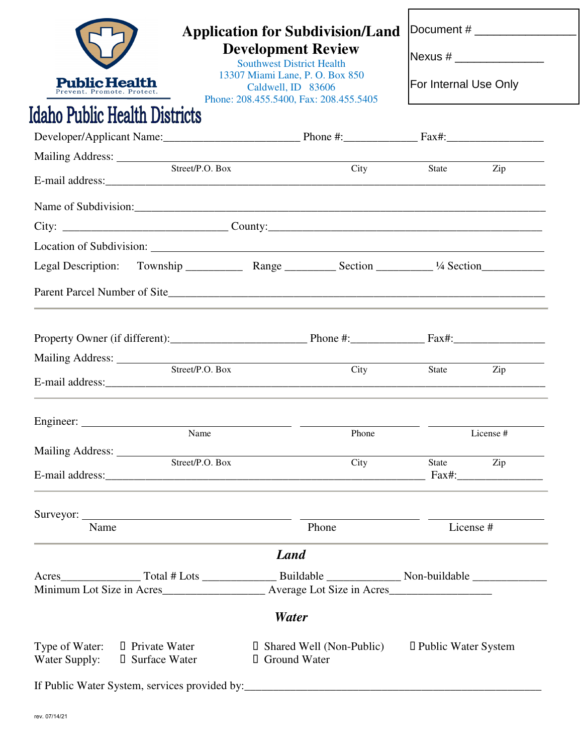Public Health
Prevent. Promote. Protect.

Idaho Public Health Districts

# Application for Subdivision/Land Development Review

Southwest District Health
13307 Miami Lane, P. O. Box 850
Caldwell, ID 83606
Phone: 208.455.5400, Fax: 208.455.5405

Document # ________________

Nexus # ______________

For Internal Use Only

Developer/Applicant Name:________________________ Phone #:_____________ Fax#:_________________

Mailing Address: ______________________________________________________________________
Street/P.O. Box City State Zip

E-mail address:_________________________________________________________________________

Name of Subdivision:____________________________________________________________________

City: _____________________________ County:_______________________________________________

Location of Subdivision: _________________________________________________________________

Legal Description: Township __________ Range _________ Section __________ ¼ Section___________

Parent Parcel Number of Site___________________________________________________________________

---

Property Owner (if different):________________________ Phone #:_____________ Fax#:________________

Mailing Address: ______________________________________________________________________
Street/P.O. Box City State Zip

E-mail address:_________________________________________________________________________

---

Engineer: _____________________________________ ____________________ _____________________
Name Phone License #

Mailing Address: ______________________________________________________________________
Street/P.O. Box City State Zip

E-mail address:__________________________________________________________ Fax#:_______________

---

Surveyor: _____________________________________ ____________________ _____________________
Name Phone License #

---

## *Land*

Acres______________ Total # Lots _____________ Buildable _____________ Non-buildable _____________
Minimum Lot Size in Acres_________________ Average Lot Size in Acres__________________

## *Water*

Type of Water: ☐ Private Water ☐ Shared Well (Non-Public) ☐ Public Water System
Water Supply: ☐ Surface Water ☐ Ground Water

If Public Water System, services provided by:_____________________________________________________

rev. 07/14/21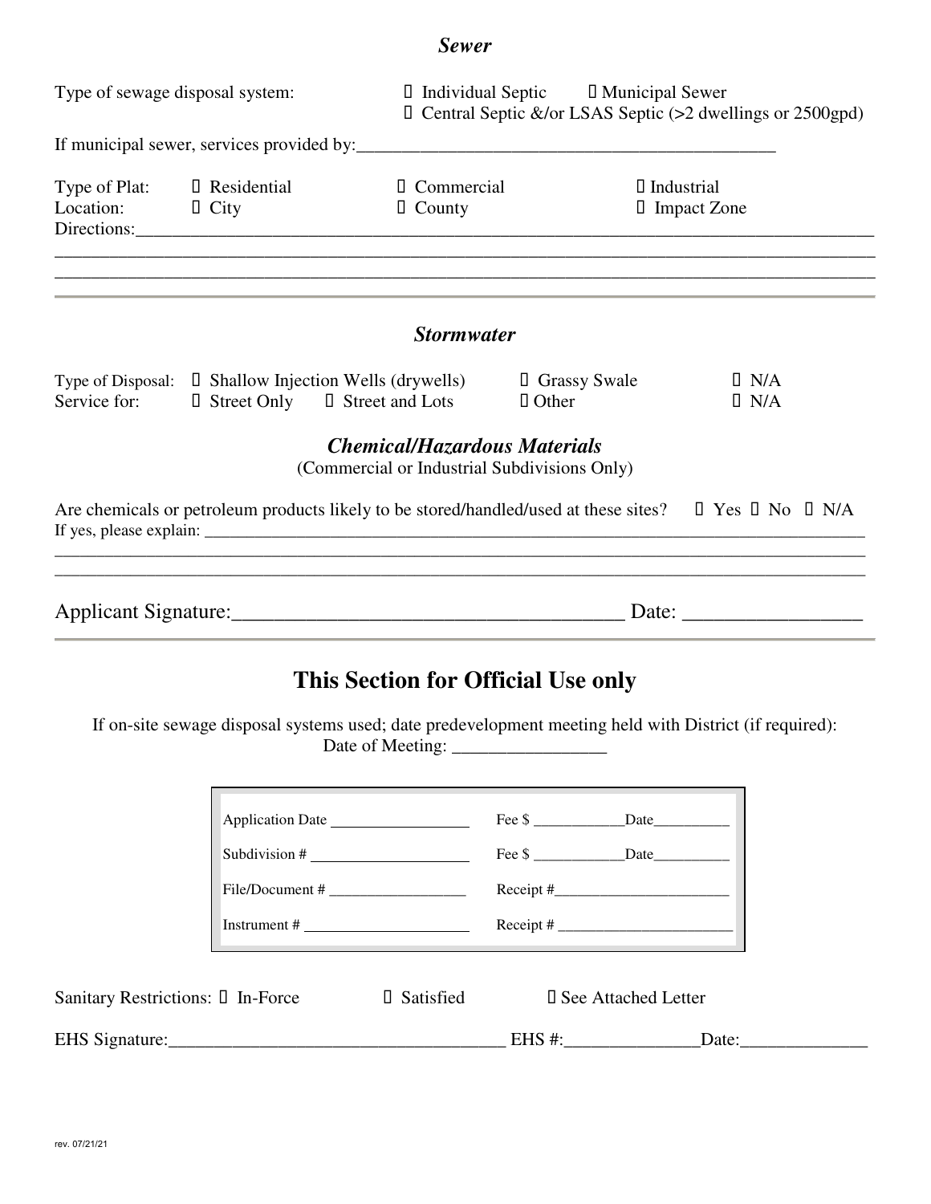### *Sewer*

Type of sewage disposal system: ☐ Individual Septic ☐ Municipal Sewer ☐ Central Septic &/or LSAS Septic (>2 dwellings or 2500gpd)

If municipal sewer, services provided by:_______________________________________________

Type of Plat: ☐ Residential ☐ Commercial ☐ Industrial
Location: ☐ City ☐ County ☐ Impact Zone
Directions:_____________________________________________________________________________________

___________________________________________________________________________________________________

___________________________________________________________________________________________________

### *Stormwater*

Type of Disposal: ☐ Shallow Injection Wells (drywells) ☐ Grassy Swale ☐ N/A
Service for: ☐ Street Only ☐ Street and Lots ☐ Other ☐ N/A

### *Chemical/Hazardous Materials*

(Commercial or Industrial Subdivisions Only)

Are chemicals or petroleum products likely to be stored/handled/used at these sites? ☐ Yes ☐ No ☐ N/A
If yes, please explain: ___________________________________________________________________________

___________________________________________________________________________________________________

___________________________________________________________________________________________________

Applicant Signature:_____________________________________ Date: _________________

## This Section for Official Use only

If on-site sewage disposal systems used; date predevelopment meeting held with District (if required):
Date of Meeting: ________________

| | |
|---|---|
| Application Date _________________ | Fee $ ___________Date__________ |
| Subdivision # ____________________ | Fee $ ___________Date__________ |
| File/Document # _________________ | Receipt #______________________ |
| Instrument # _____________________ | Receipt # ______________________ |

Sanitary Restrictions: ☐ In-Force ☐ Satisfied ☐ See Attached Letter

EHS Signature:_____________________________________ EHS #:_______________Date:______________

rev. 07/21/21